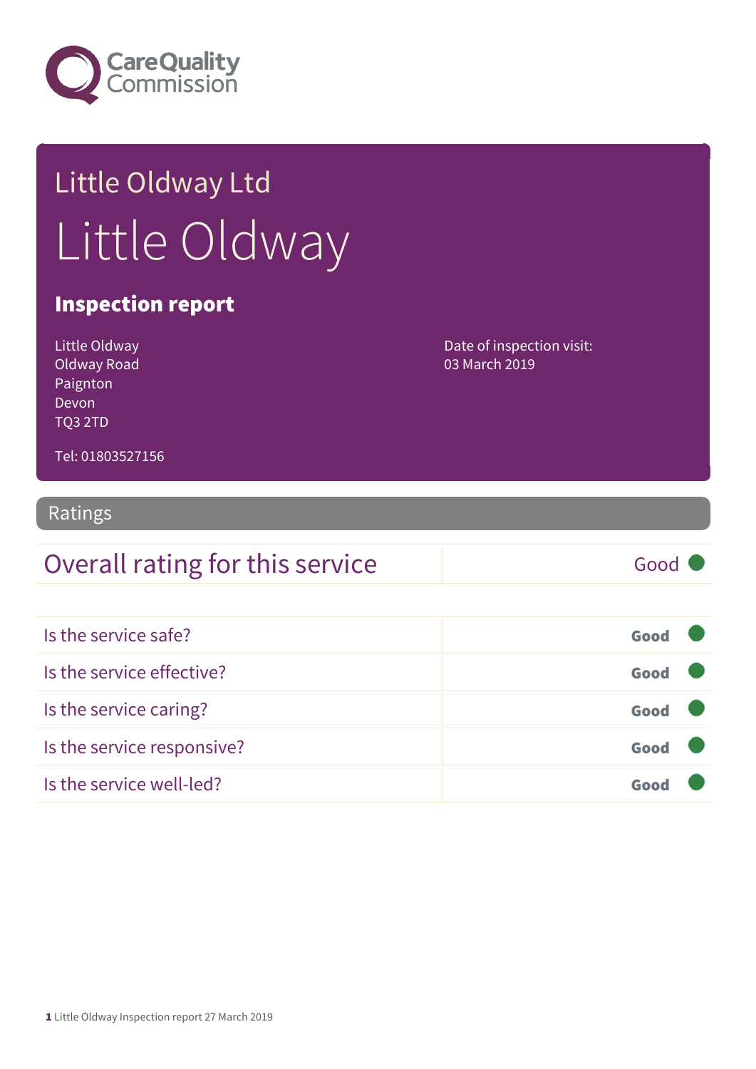Care Quality Commission

# Little Oldway Ltd

# Little Oldway

## Inspection report

Little Oldway
Oldway Road
Paignton
Devon
TQ3 2TD

Tel: 01803527156

Date of inspection visit:
03 March 2019

## Ratings

| Overall rating for this service | Good |
|---|---|

| | |
|---|---|
| Is the service safe? | Good |
| Is the service effective? | Good |
| Is the service caring? | Good |
| Is the service responsive? | Good |
| Is the service well-led? | Good |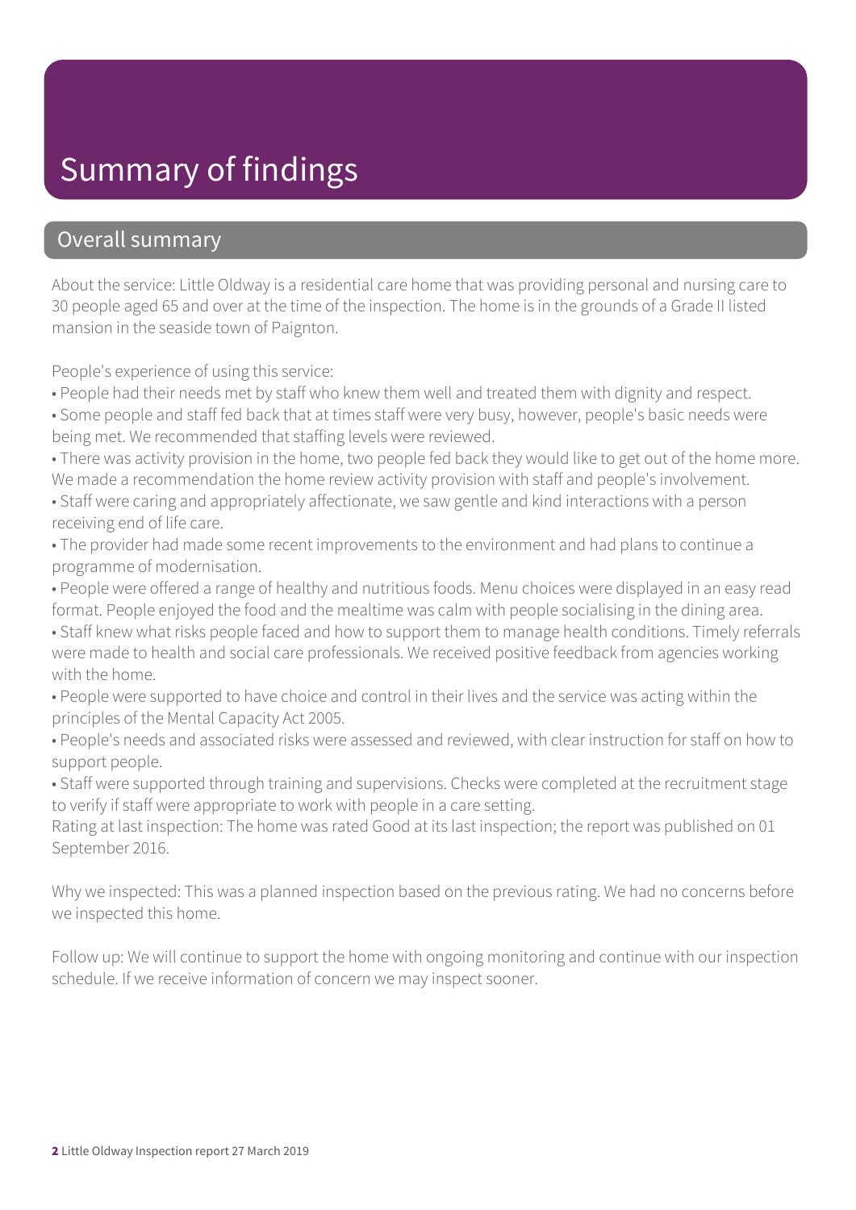# Summary of findings

## Overall summary

About the service: Little Oldway is a residential care home that was providing personal and nursing care to 30 people aged 65 and over at the time of the inspection. The home is in the grounds of a Grade II listed mansion in the seaside town of Paignton.

People's experience of using this service:

- People had their needs met by staff who knew them well and treated them with dignity and respect.
- Some people and staff fed back that at times staff were very busy, however, people's basic needs were being met. We recommended that staffing levels were reviewed.
- There was activity provision in the home, two people fed back they would like to get out of the home more. We made a recommendation the home review activity provision with staff and people's involvement.
- Staff were caring and appropriately affectionate, we saw gentle and kind interactions with a person receiving end of life care.
- The provider had made some recent improvements to the environment and had plans to continue a programme of modernisation.
- People were offered a range of healthy and nutritious foods. Menu choices were displayed in an easy read format. People enjoyed the food and the mealtime was calm with people socialising in the dining area.
- Staff knew what risks people faced and how to support them to manage health conditions. Timely referrals were made to health and social care professionals. We received positive feedback from agencies working with the home.
- People were supported to have choice and control in their lives and the service was acting within the principles of the Mental Capacity Act 2005.
- People's needs and associated risks were assessed and reviewed, with clear instruction for staff on how to support people.
- Staff were supported through training and supervisions. Checks were completed at the recruitment stage to verify if staff were appropriate to work with people in a care setting.

Rating at last inspection: The home was rated Good at its last inspection; the report was published on 01 September 2016.

Why we inspected: This was a planned inspection based on the previous rating. We had no concerns before we inspected this home.

Follow up: We will continue to support the home with ongoing monitoring and continue with our inspection schedule. If we receive information of concern we may inspect sooner.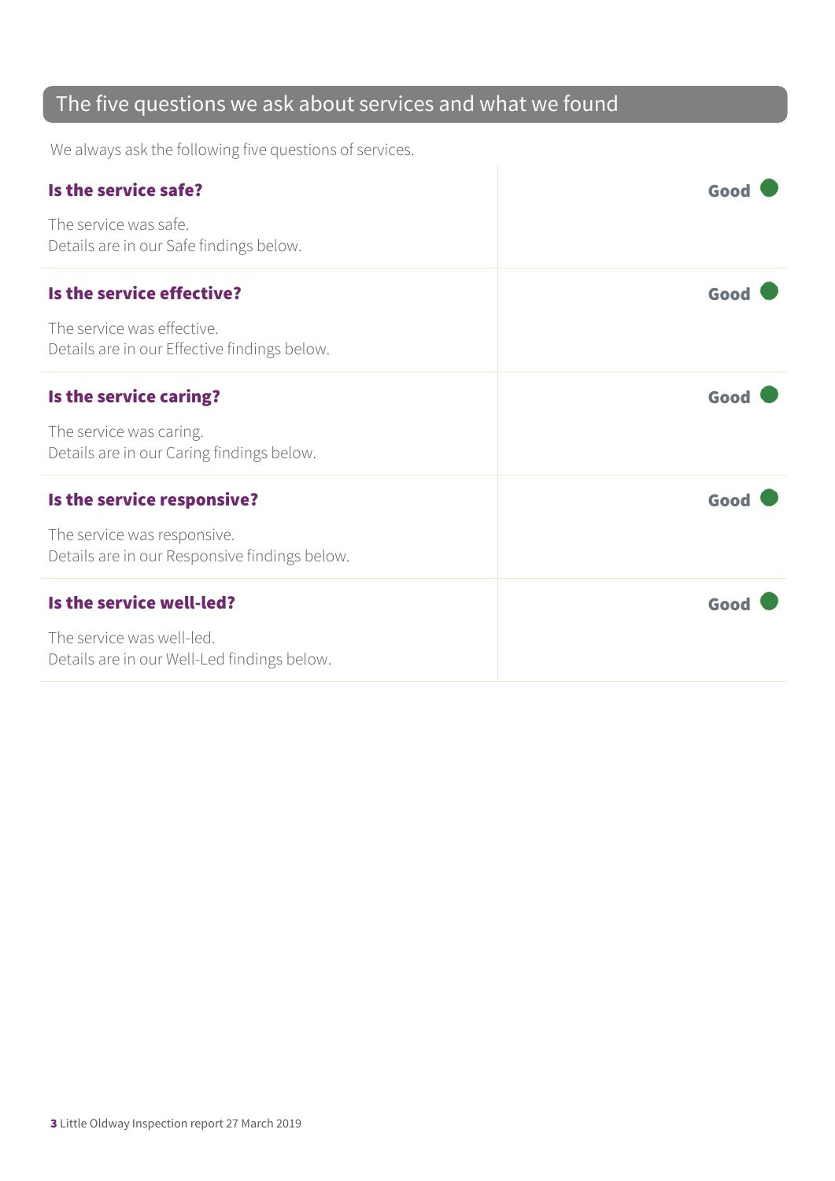## The five questions we ask about services and what we found

We always ask the following five questions of services.

| | |
|---|---|
| **Is the service safe?**<br><br>The service was safe.<br>Details are in our Safe findings below. | **Good** |
| **Is the service effective?**<br><br>The service was effective.<br>Details are in our Effective findings below. | **Good** |
| **Is the service caring?**<br><br>The service was caring.<br>Details are in our Caring findings below. | **Good** |
| **Is the service responsive?**<br><br>The service was responsive.<br>Details are in our Responsive findings below. | **Good** |
| **Is the service well-led?**<br><br>The service was well-led.<br>Details are in our Well-Led findings below. | **Good** |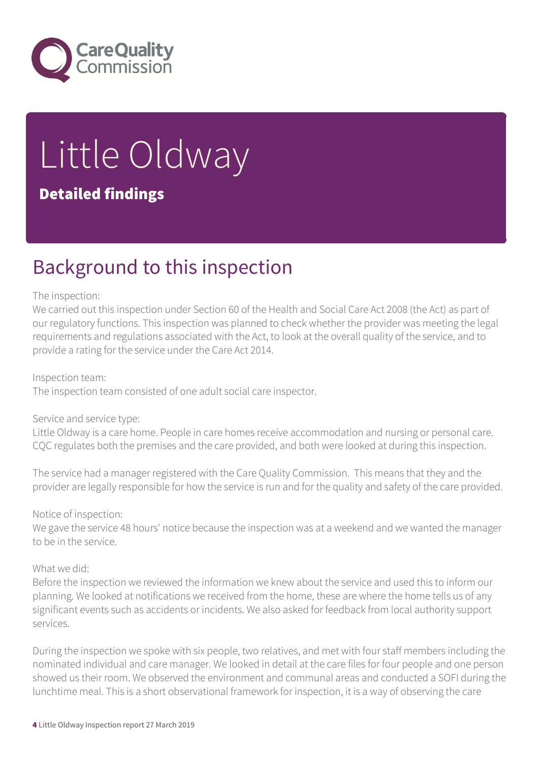# Little Oldway

## Detailed findings

## Background to this inspection

The inspection:
We carried out this inspection under Section 60 of the Health and Social Care Act 2008 (the Act) as part of our regulatory functions. This inspection was planned to check whether the provider was meeting the legal requirements and regulations associated with the Act, to look at the overall quality of the service, and to provide a rating for the service under the Care Act 2014.

Inspection team:
The inspection team consisted of one adult social care inspector.

Service and service type:
Little Oldway is a care home. People in care homes receive accommodation and nursing or personal care. CQC regulates both the premises and the care provided, and both were looked at during this inspection.

The service had a manager registered with the Care Quality Commission. This means that they and the provider are legally responsible for how the service is run and for the quality and safety of the care provided.

Notice of inspection:
We gave the service 48 hours' notice because the inspection was at a weekend and we wanted the manager to be in the service.

What we did:
Before the inspection we reviewed the information we knew about the service and used this to inform our planning. We looked at notifications we received from the home, these are where the home tells us of any significant events such as accidents or incidents. We also asked for feedback from local authority support services.

During the inspection we spoke with six people, two relatives, and met with four staff members including the nominated individual and care manager. We looked in detail at the care files for four people and one person showed us their room. We observed the environment and communal areas and conducted a SOFI during the lunchtime meal. This is a short observational framework for inspection, it is a way of observing the care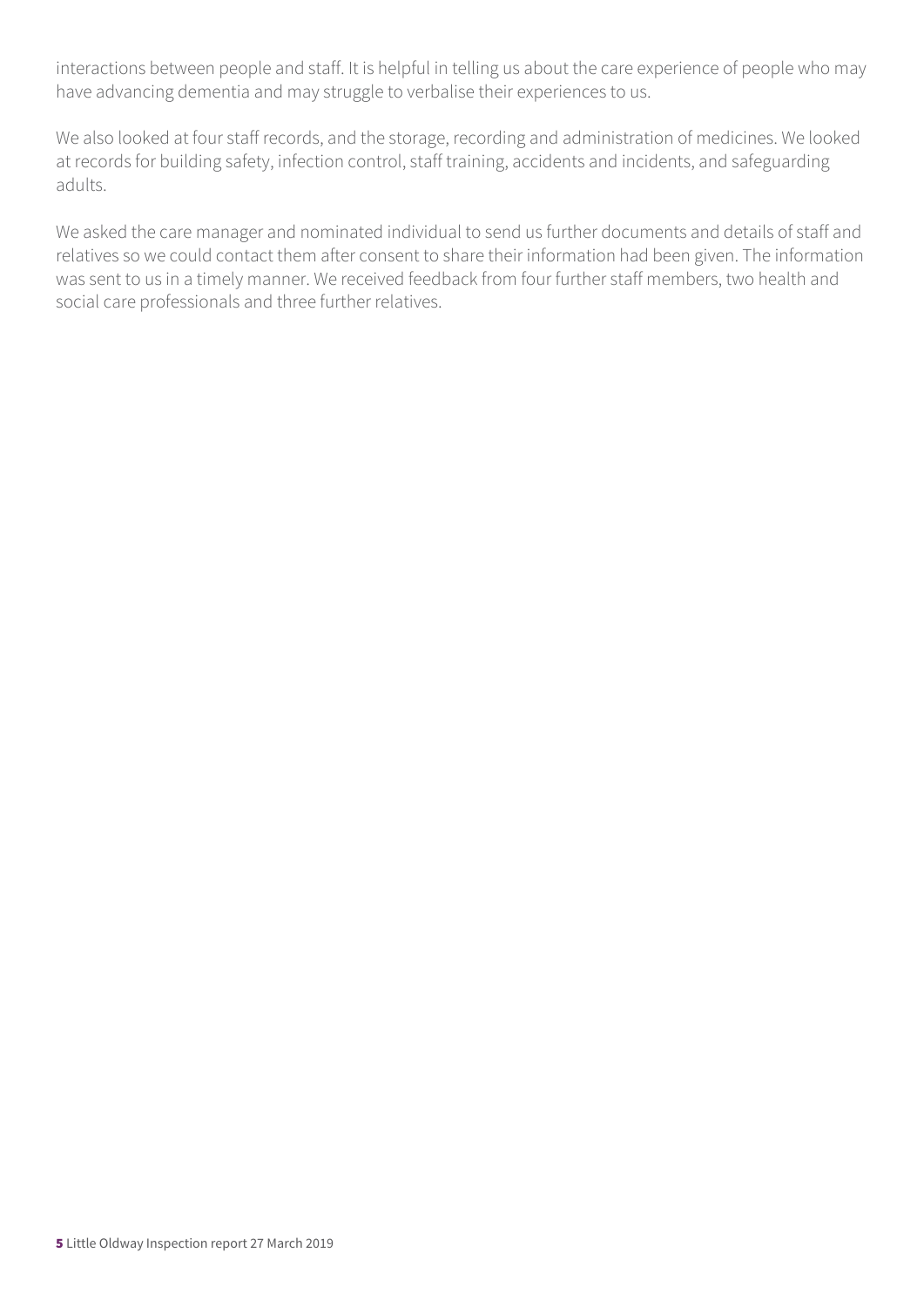interactions between people and staff. It is helpful in telling us about the care experience of people who may have advancing dementia and may struggle to verbalise their experiences to us.

We also looked at four staff records, and the storage, recording and administration of medicines. We looked at records for building safety, infection control, staff training, accidents and incidents, and safeguarding adults.

We asked the care manager and nominated individual to send us further documents and details of staff and relatives so we could contact them after consent to share their information had been given. The information was sent to us in a timely manner. We received feedback from four further staff members, two health and social care professionals and three further relatives.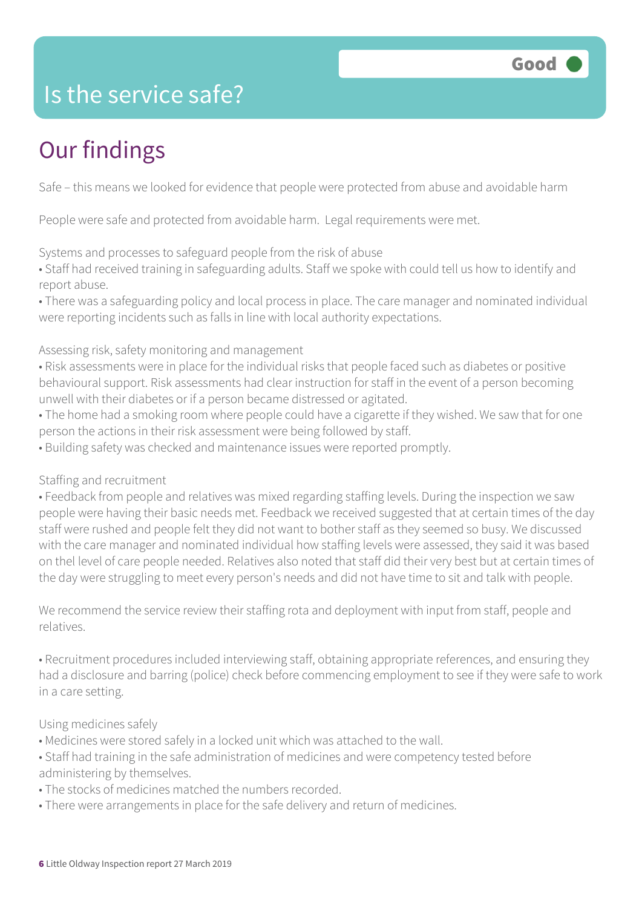# Is the service safe?

**Good**

## Our findings

Safe – this means we looked for evidence that people were protected from abuse and avoidable harm

People were safe and protected from avoidable harm. Legal requirements were met.

Systems and processes to safeguard people from the risk of abuse

- Staff had received training in safeguarding adults. Staff we spoke with could tell us how to identify and report abuse.
- There was a safeguarding policy and local process in place. The care manager and nominated individual were reporting incidents such as falls in line with local authority expectations.

Assessing risk, safety monitoring and management

- Risk assessments were in place for the individual risks that people faced such as diabetes or positive behavioural support. Risk assessments had clear instruction for staff in the event of a person becoming unwell with their diabetes or if a person became distressed or agitated.
- The home had a smoking room where people could have a cigarette if they wished. We saw that for one person the actions in their risk assessment were being followed by staff.
- Building safety was checked and maintenance issues were reported promptly.

Staffing and recruitment

- Feedback from people and relatives was mixed regarding staffing levels. During the inspection we saw people were having their basic needs met. Feedback we received suggested that at certain times of the day staff were rushed and people felt they did not want to bother staff as they seemed so busy. We discussed with the care manager and nominated individual how staffing levels were assessed, they said it was based on thel level of care people needed. Relatives also noted that staff did their very best but at certain times of the day were struggling to meet every person's needs and did not have time to sit and talk with people.

We recommend the service review their staffing rota and deployment with input from staff, people and relatives.

- Recruitment procedures included interviewing staff, obtaining appropriate references, and ensuring they had a disclosure and barring (police) check before commencing employment to see if they were safe to work in a care setting.

Using medicines safely

- Medicines were stored safely in a locked unit which was attached to the wall.
- Staff had training in the safe administration of medicines and were competency tested before administering by themselves.
- The stocks of medicines matched the numbers recorded.
- There were arrangements in place for the safe delivery and return of medicines.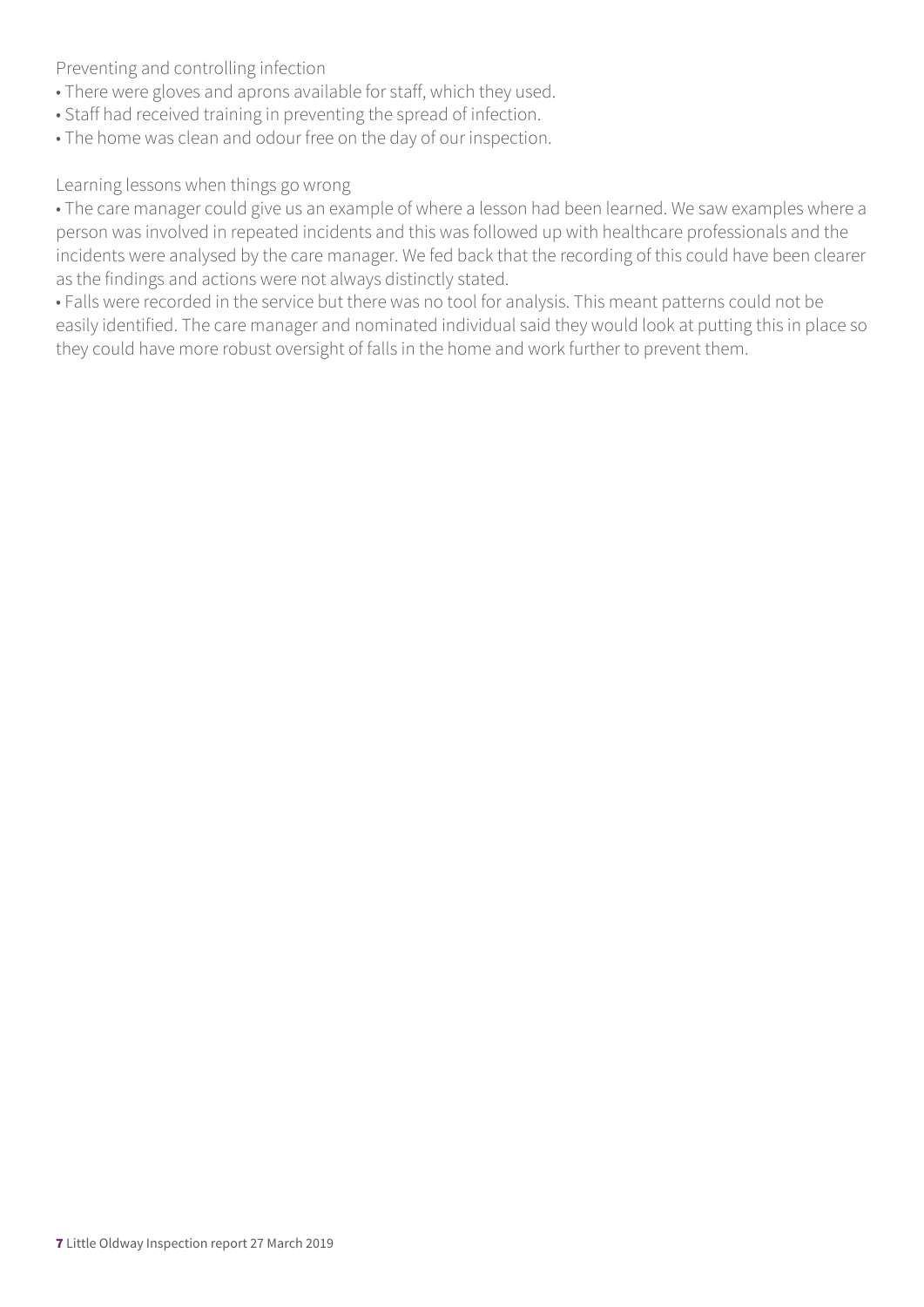Preventing and controlling infection

- There were gloves and aprons available for staff, which they used.
- Staff had received training in preventing the spread of infection.
- The home was clean and odour free on the day of our inspection.

Learning lessons when things go wrong

- The care manager could give us an example of where a lesson had been learned. We saw examples where a person was involved in repeated incidents and this was followed up with healthcare professionals and the incidents were analysed by the care manager. We fed back that the recording of this could have been clearer as the findings and actions were not always distinctly stated.
- Falls were recorded in the service but there was no tool for analysis. This meant patterns could not be easily identified. The care manager and nominated individual said they would look at putting this in place so they could have more robust oversight of falls in the home and work further to prevent them.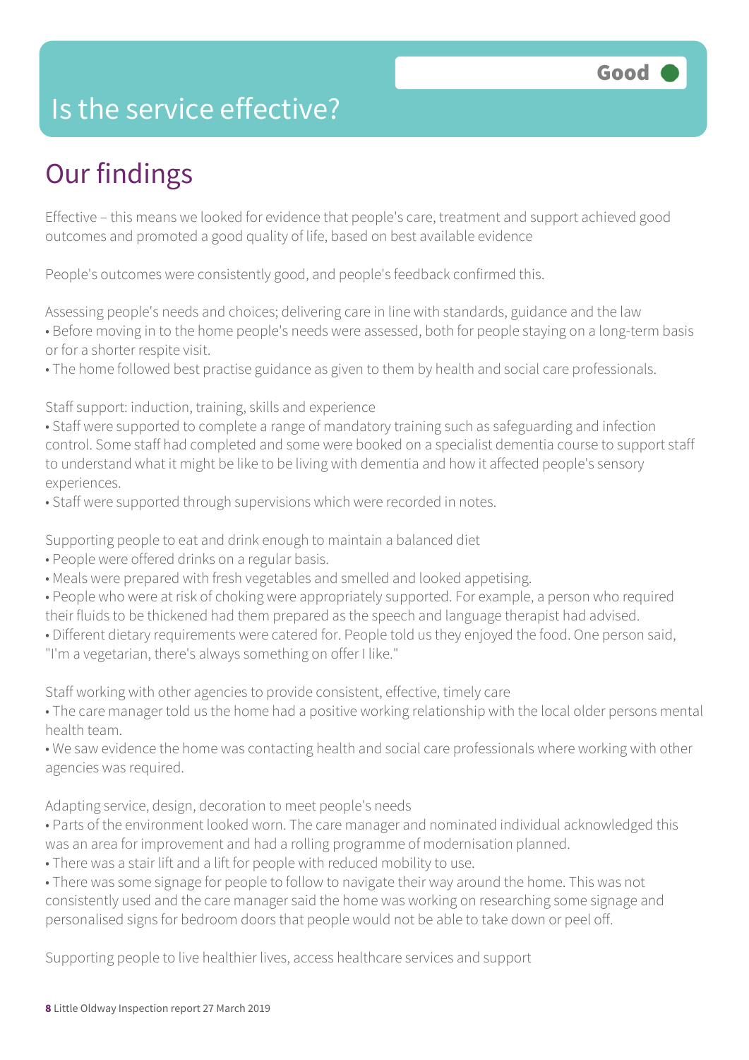# Is the service effective?

Good

## Our findings

Effective – this means we looked for evidence that people's care, treatment and support achieved good outcomes and promoted a good quality of life, based on best available evidence

People's outcomes were consistently good, and people's feedback confirmed this.

Assessing people's needs and choices; delivering care in line with standards, guidance and the law

- Before moving in to the home people's needs were assessed, both for people staying on a long-term basis or for a shorter respite visit.
- The home followed best practise guidance as given to them by health and social care professionals.

Staff support: induction, training, skills and experience

- Staff were supported to complete a range of mandatory training such as safeguarding and infection control. Some staff had completed and some were booked on a specialist dementia course to support staff to understand what it might be like to be living with dementia and how it affected people's sensory experiences.
- Staff were supported through supervisions which were recorded in notes.

Supporting people to eat and drink enough to maintain a balanced diet

- People were offered drinks on a regular basis.
- Meals were prepared with fresh vegetables and smelled and looked appetising.
- People who were at risk of choking were appropriately supported. For example, a person who required their fluids to be thickened had them prepared as the speech and language therapist had advised.
- Different dietary requirements were catered for. People told us they enjoyed the food. One person said, "I'm a vegetarian, there's always something on offer I like."

Staff working with other agencies to provide consistent, effective, timely care

- The care manager told us the home had a positive working relationship with the local older persons mental health team.
- We saw evidence the home was contacting health and social care professionals where working with other agencies was required.

Adapting service, design, decoration to meet people's needs

- Parts of the environment looked worn. The care manager and nominated individual acknowledged this was an area for improvement and had a rolling programme of modernisation planned.
- There was a stair lift and a lift for people with reduced mobility to use.
- There was some signage for people to follow to navigate their way around the home. This was not consistently used and the care manager said the home was working on researching some signage and personalised signs for bedroom doors that people would not be able to take down or peel off.

Supporting people to live healthier lives, access healthcare services and support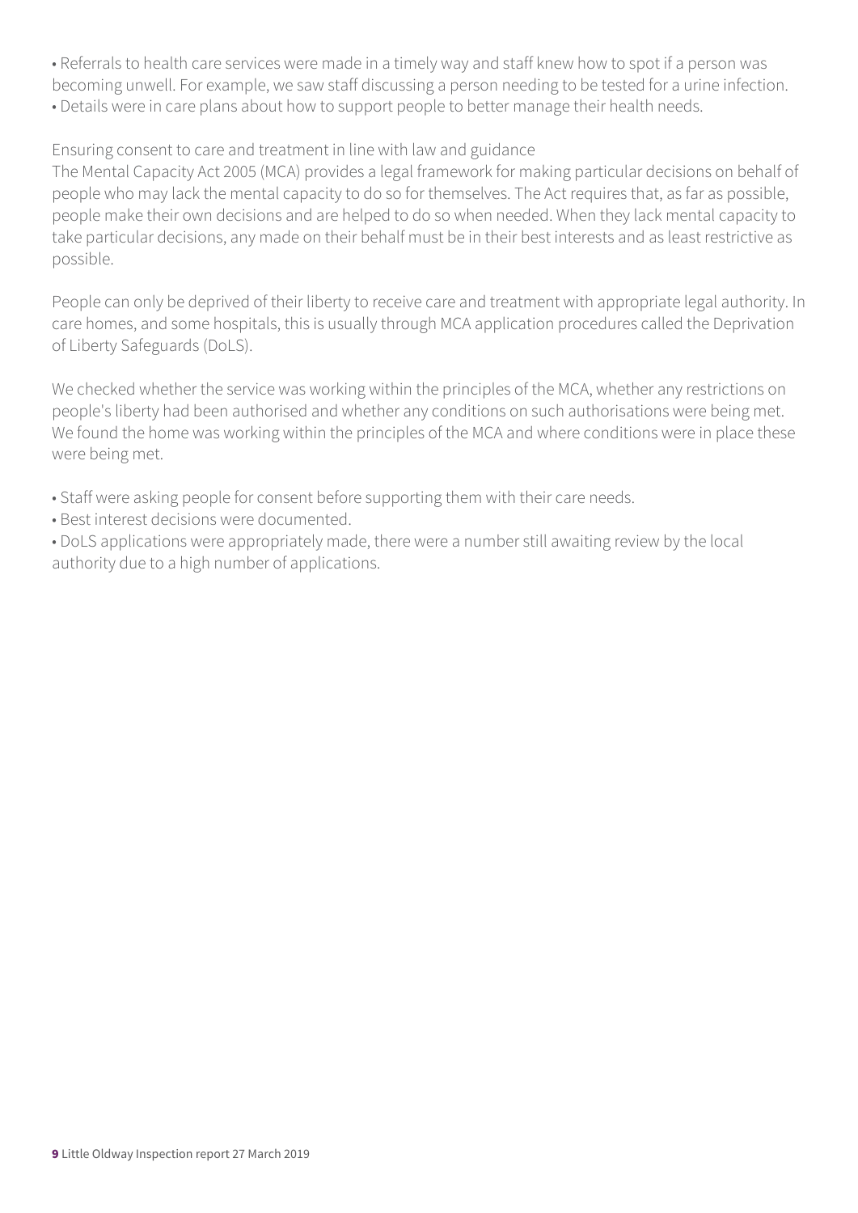- Referrals to health care services were made in a timely way and staff knew how to spot if a person was becoming unwell. For example, we saw staff discussing a person needing to be tested for a urine infection.
- Details were in care plans about how to support people to better manage their health needs.

Ensuring consent to care and treatment in line with law and guidance

The Mental Capacity Act 2005 (MCA) provides a legal framework for making particular decisions on behalf of people who may lack the mental capacity to do so for themselves. The Act requires that, as far as possible, people make their own decisions and are helped to do so when needed. When they lack mental capacity to take particular decisions, any made on their behalf must be in their best interests and as least restrictive as possible.

People can only be deprived of their liberty to receive care and treatment with appropriate legal authority. In care homes, and some hospitals, this is usually through MCA application procedures called the Deprivation of Liberty Safeguards (DoLS).

We checked whether the service was working within the principles of the MCA, whether any restrictions on people's liberty had been authorised and whether any conditions on such authorisations were being met. We found the home was working within the principles of the MCA and where conditions were in place these were being met.

- Staff were asking people for consent before supporting them with their care needs.
- Best interest decisions were documented.
- DoLS applications were appropriately made, there were a number still awaiting review by the local authority due to a high number of applications.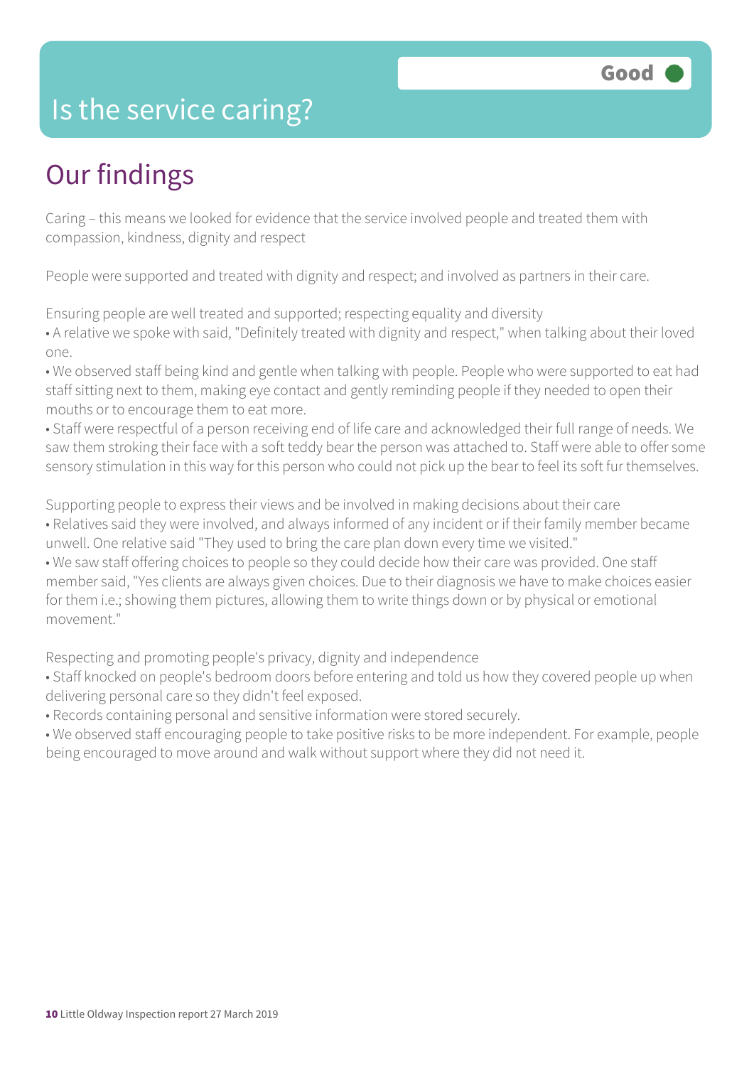# Is the service caring?

Good

## Our findings

Caring – this means we looked for evidence that the service involved people and treated them with compassion, kindness, dignity and respect

People were supported and treated with dignity and respect; and involved as partners in their care.

Ensuring people are well treated and supported; respecting equality and diversity

- A relative we spoke with said, "Definitely treated with dignity and respect," when talking about their loved one.
- We observed staff being kind and gentle when talking with people. People who were supported to eat had staff sitting next to them, making eye contact and gently reminding people if they needed to open their mouths or to encourage them to eat more.
- Staff were respectful of a person receiving end of life care and acknowledged their full range of needs. We saw them stroking their face with a soft teddy bear the person was attached to. Staff were able to offer some sensory stimulation in this way for this person who could not pick up the bear to feel its soft fur themselves.

Supporting people to express their views and be involved in making decisions about their care

- Relatives said they were involved, and always informed of any incident or if their family member became unwell. One relative said "They used to bring the care plan down every time we visited."
- We saw staff offering choices to people so they could decide how their care was provided. One staff member said, "Yes clients are always given choices. Due to their diagnosis we have to make choices easier for them i.e.; showing them pictures, allowing them to write things down or by physical or emotional movement."

Respecting and promoting people's privacy, dignity and independence

- Staff knocked on people's bedroom doors before entering and told us how they covered people up when delivering personal care so they didn't feel exposed.
- Records containing personal and sensitive information were stored securely.
- We observed staff encouraging people to take positive risks to be more independent. For example, people being encouraged to move around and walk without support where they did not need it.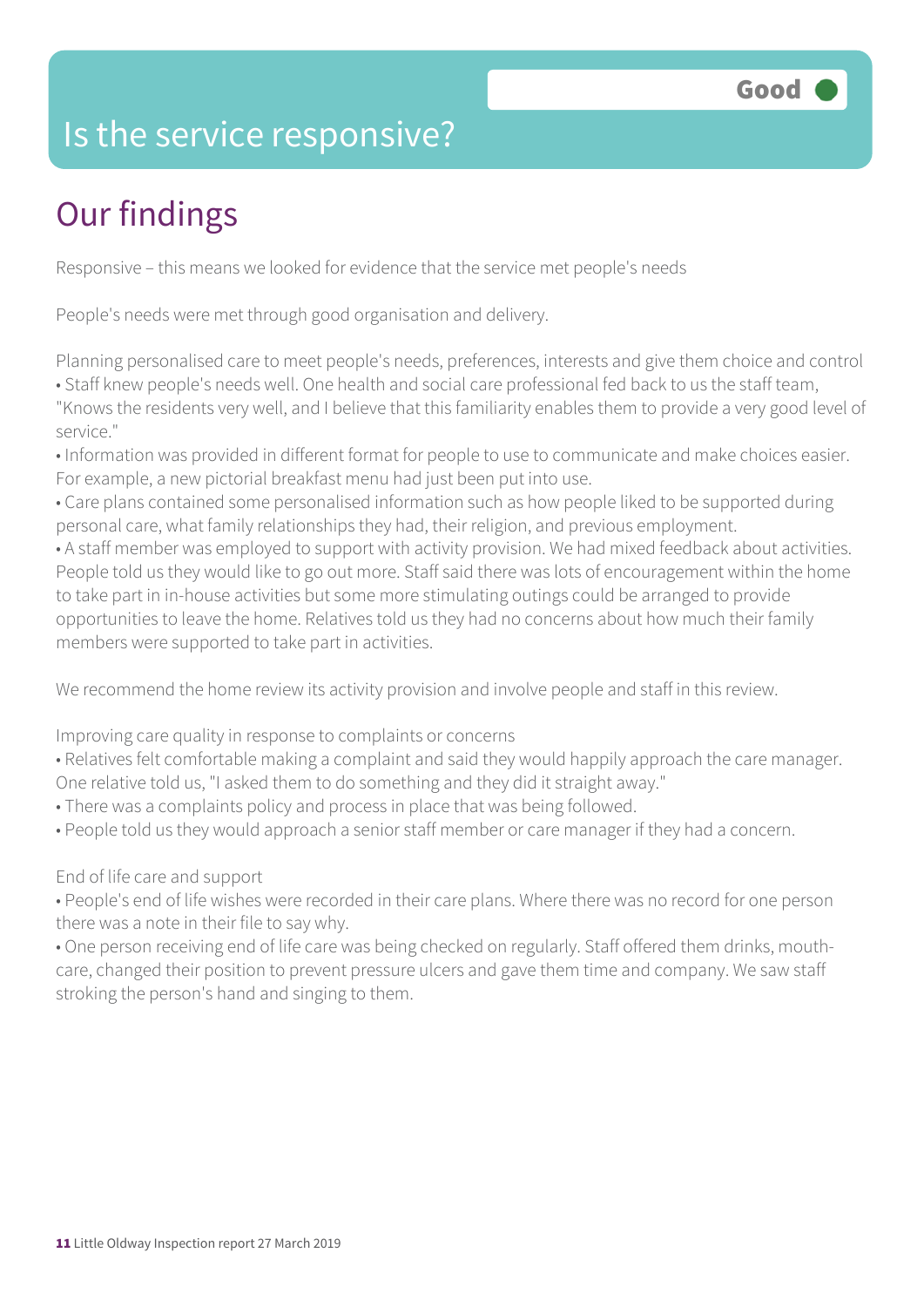# Is the service responsive?

Good

## Our findings

Responsive – this means we looked for evidence that the service met people's needs

People's needs were met through good organisation and delivery.

Planning personalised care to meet people's needs, preferences, interests and give them choice and control

- Staff knew people's needs well. One health and social care professional fed back to us the staff team, "Knows the residents very well, and I believe that this familiarity enables them to provide a very good level of service."
- Information was provided in different format for people to use to communicate and make choices easier. For example, a new pictorial breakfast menu had just been put into use.
- Care plans contained some personalised information such as how people liked to be supported during personal care, what family relationships they had, their religion, and previous employment.
- A staff member was employed to support with activity provision. We had mixed feedback about activities. People told us they would like to go out more. Staff said there was lots of encouragement within the home to take part in in-house activities but some more stimulating outings could be arranged to provide opportunities to leave the home. Relatives told us they had no concerns about how much their family members were supported to take part in activities.

We recommend the home review its activity provision and involve people and staff in this review.

Improving care quality in response to complaints or concerns

- Relatives felt comfortable making a complaint and said they would happily approach the care manager. One relative told us, "I asked them to do something and they did it straight away."
- There was a complaints policy and process in place that was being followed.
- People told us they would approach a senior staff member or care manager if they had a concern.

End of life care and support

- People's end of life wishes were recorded in their care plans. Where there was no record for one person there was a note in their file to say why.
- One person receiving end of life care was being checked on regularly. Staff offered them drinks, mouth-care, changed their position to prevent pressure ulcers and gave them time and company. We saw staff stroking the person's hand and singing to them.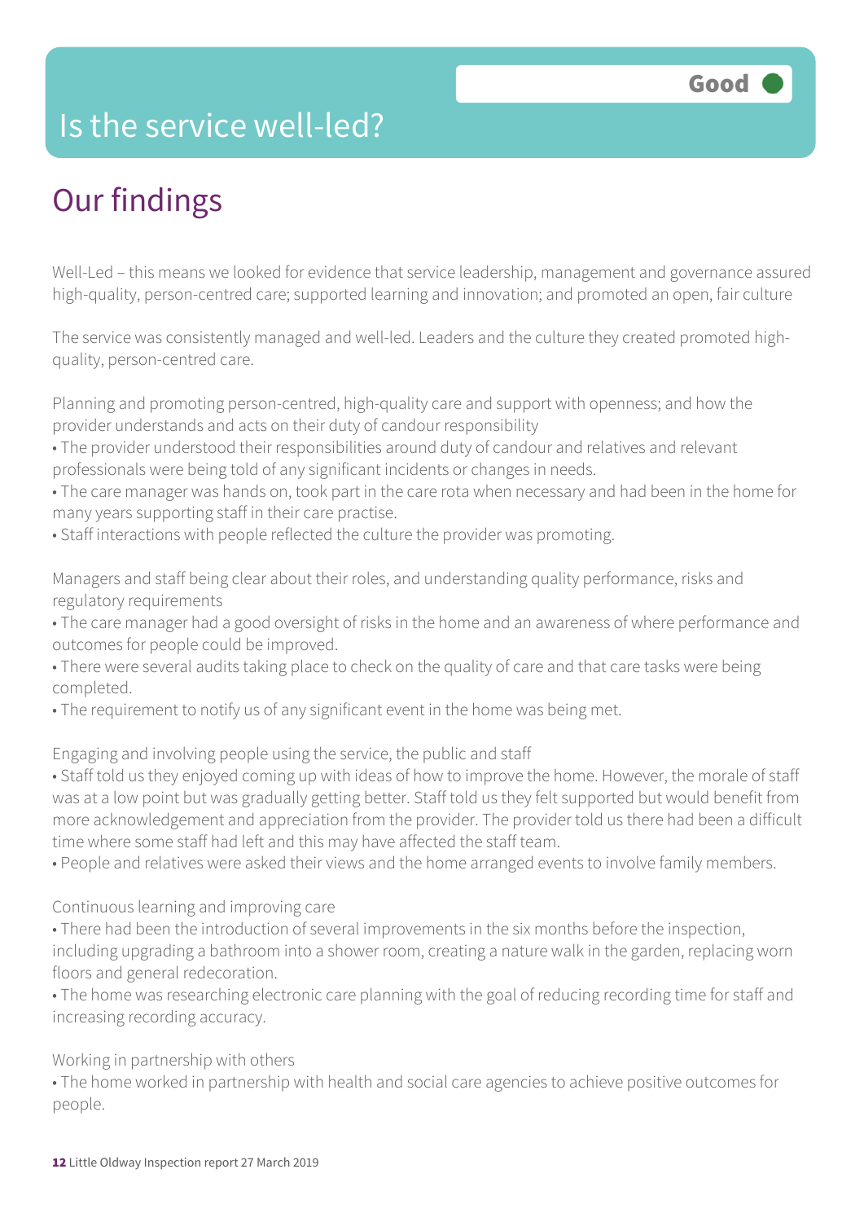# Is the service well-led?

**Good**

## Our findings

Well-Led – this means we looked for evidence that service leadership, management and governance assured high-quality, person-centred care; supported learning and innovation; and promoted an open, fair culture

The service was consistently managed and well-led. Leaders and the culture they created promoted high-quality, person-centred care.

Planning and promoting person-centred, high-quality care and support with openness; and how the provider understands and acts on their duty of candour responsibility

- The provider understood their responsibilities around duty of candour and relatives and relevant professionals were being told of any significant incidents or changes in needs.
- The care manager was hands on, took part in the care rota when necessary and had been in the home for many years supporting staff in their care practise.
- Staff interactions with people reflected the culture the provider was promoting.

Managers and staff being clear about their roles, and understanding quality performance, risks and regulatory requirements

- The care manager had a good oversight of risks in the home and an awareness of where performance and outcomes for people could be improved.
- There were several audits taking place to check on the quality of care and that care tasks were being completed.
- The requirement to notify us of any significant event in the home was being met.

Engaging and involving people using the service, the public and staff

- Staff told us they enjoyed coming up with ideas of how to improve the home. However, the morale of staff was at a low point but was gradually getting better. Staff told us they felt supported but would benefit from more acknowledgement and appreciation from the provider. The provider told us there had been a difficult time where some staff had left and this may have affected the staff team.
- People and relatives were asked their views and the home arranged events to involve family members.

Continuous learning and improving care

- There had been the introduction of several improvements in the six months before the inspection, including upgrading a bathroom into a shower room, creating a nature walk in the garden, replacing worn floors and general redecoration.
- The home was researching electronic care planning with the goal of reducing recording time for staff and increasing recording accuracy.

Working in partnership with others

- The home worked in partnership with health and social care agencies to achieve positive outcomes for people.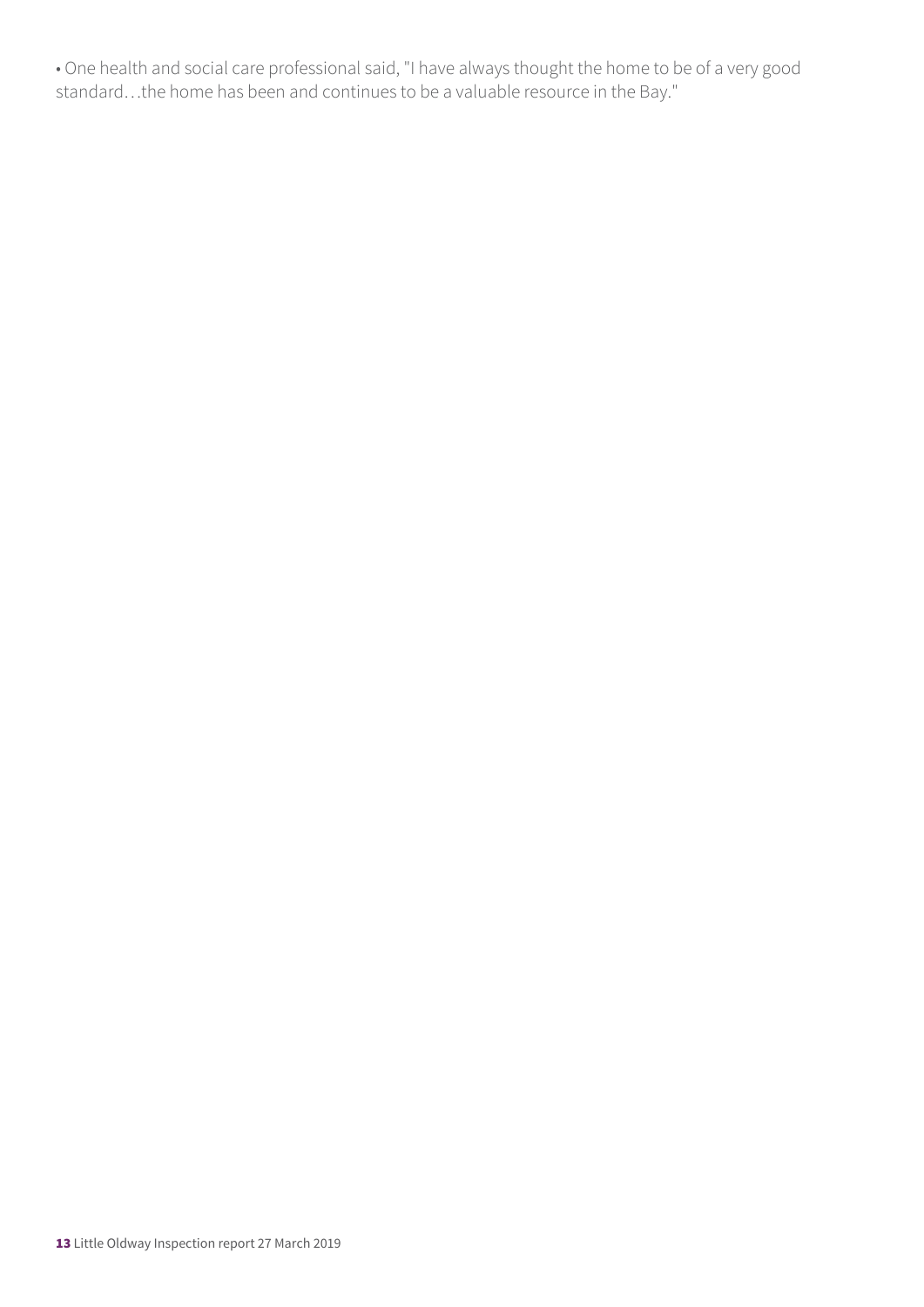• One health and social care professional said, "I have always thought the home to be of a very good standard…the home has been and continues to be a valuable resource in the Bay."